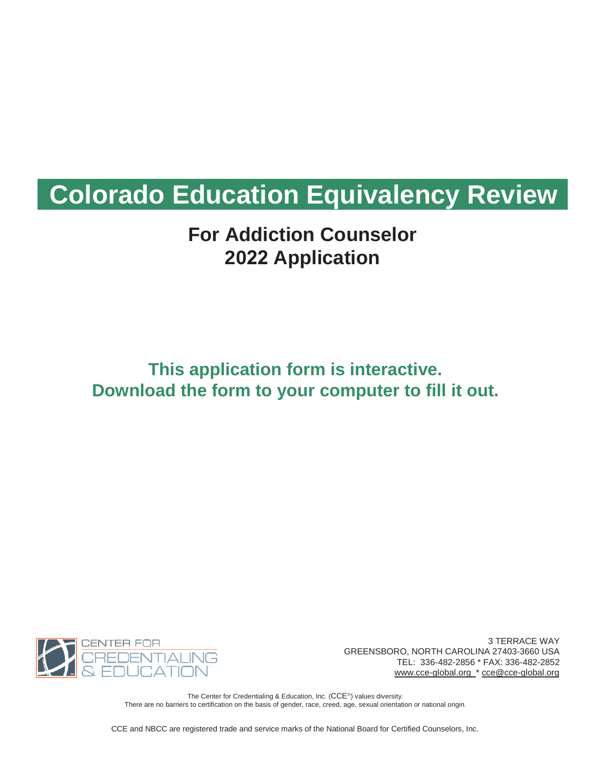# Colorado Education Equivalency Review

## For Addiction Counselor
## 2022 Application

**This application form is interactive.**
**Download the form to your computer to fill it out.**

CENTER FOR CREDENTIALING & EDUCATION

3 TERRACE WAY
GREENSBORO, NORTH CAROLINA 27403-3660 USA
TEL: 336-482-2856 * FAX: 336-482-2852
www.cce-global.org * cce@cce-global.org

The Center for Credentialing & Education, Inc. (CCE®) values diversity.
There are no barriers to certification on the basis of gender, race, creed, age, sexual orientation or national origin.

CCE and NBCC are registered trade and service marks of the National Board for Certified Counselors, Inc.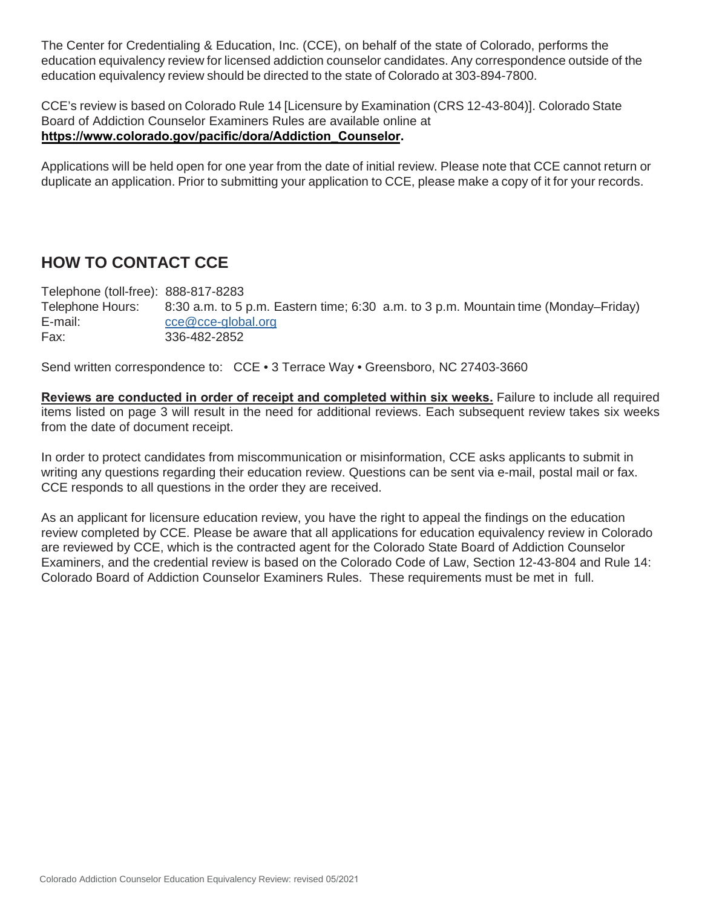The Center for Credentialing & Education, Inc. (CCE), on behalf of the state of Colorado, performs the education equivalency review for licensed addiction counselor candidates. Any correspondence outside of the education equivalency review should be directed to the state of Colorado at 303-894-7800.

CCE's review is based on Colorado Rule 14 [Licensure by Examination (CRS 12-43-804)]. Colorado State Board of Addiction Counselor Examiners Rules are available online at **https://www.colorado.gov/pacific/dora/Addiction_Counselor.**

Applications will be held open for one year from the date of initial review. Please note that CCE cannot return or duplicate an application. Prior to submitting your application to CCE, please make a copy of it for your records.

## HOW TO CONTACT CCE

Telephone (toll-free): 888-817-8283
Telephone Hours: 8:30 a.m. to 5 p.m. Eastern time; 6:30 a.m. to 3 p.m. Mountain time (Monday–Friday)
E-mail: cce@cce-global.org
Fax: 336-482-2852

Send written correspondence to: CCE • 3 Terrace Way • Greensboro, NC 27403-3660

**Reviews are conducted in order of receipt and completed within six weeks.** Failure to include all required items listed on page 3 will result in the need for additional reviews. Each subsequent review takes six weeks from the date of document receipt.

In order to protect candidates from miscommunication or misinformation, CCE asks applicants to submit in writing any questions regarding their education review. Questions can be sent via e-mail, postal mail or fax. CCE responds to all questions in the order they are received.

As an applicant for licensure education review, you have the right to appeal the findings on the education review completed by CCE. Please be aware that all applications for education equivalency review in Colorado are reviewed by CCE, which is the contracted agent for the Colorado State Board of Addiction Counselor Examiners, and the credential review is based on the Colorado Code of Law, Section 12-43-804 and Rule 14: Colorado Board of Addiction Counselor Examiners Rules. These requirements must be met in full.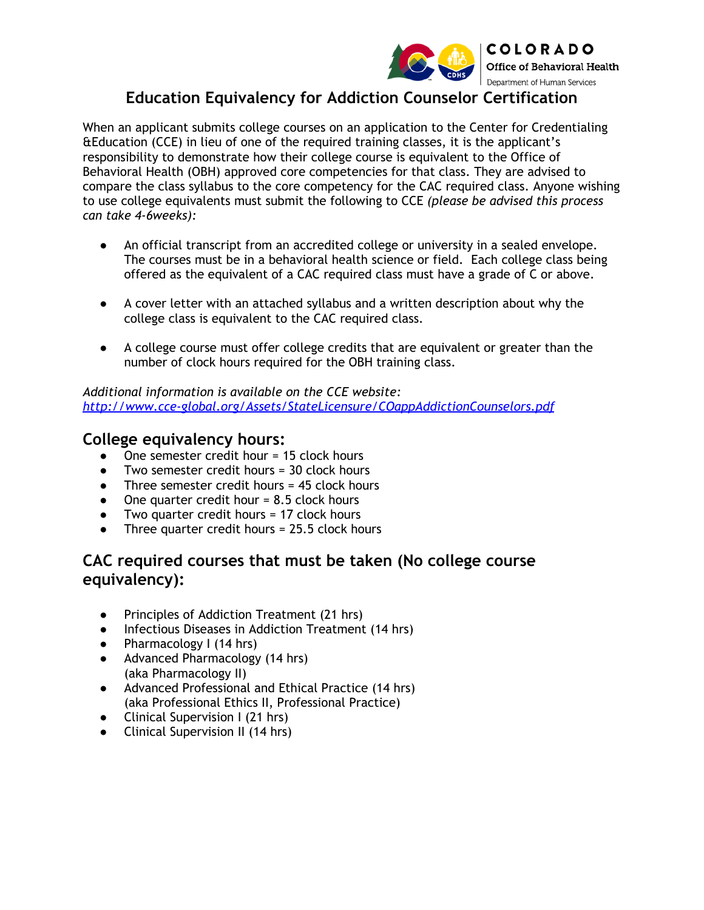# Education Equivalency for Addiction Counselor Certification

When an applicant submits college courses on an application to the Center for Credentialing &Education (CCE) in lieu of one of the required training classes, it is the applicant's responsibility to demonstrate how their college course is equivalent to the Office of Behavioral Health (OBH) approved core competencies for that class. They are advised to compare the class syllabus to the core competency for the CAC required class. Anyone wishing to use college equivalents must submit the following to CCE *(please be advised this process can take 4-6weeks):*

- An official transcript from an accredited college or university in a sealed envelope. The courses must be in a behavioral health science or field. Each college class being offered as the equivalent of a CAC required class must have a grade of C or above.

- A cover letter with an attached syllabus and a written description about why the college class is equivalent to the CAC required class.

- A college course must offer college credits that are equivalent or greater than the number of clock hours required for the OBH training class.

*Additional information is available on the CCE website:* *[http://www.cce-global.org/Assets/StateLicensure/COappAddictionCounselors.pdf](http://www.cce-global.org/Assets/StateLicensure/COappAddictionCounselors.pdf)*

## College equivalency hours:

- One semester credit hour = 15 clock hours
- Two semester credit hours = 30 clock hours
- Three semester credit hours = 45 clock hours
- One quarter credit hour = 8.5 clock hours
- Two quarter credit hours = 17 clock hours
- Three quarter credit hours = 25.5 clock hours

## CAC required courses that must be taken (No college course equivalency):

- Principles of Addiction Treatment (21 hrs)
- Infectious Diseases in Addiction Treatment (14 hrs)
- Pharmacology I (14 hrs)
- Advanced Pharmacology (14 hrs) (aka Pharmacology II)
- Advanced Professional and Ethical Practice (14 hrs) (aka Professional Ethics II, Professional Practice)
- Clinical Supervision I (21 hrs)
- Clinical Supervision II (14 hrs)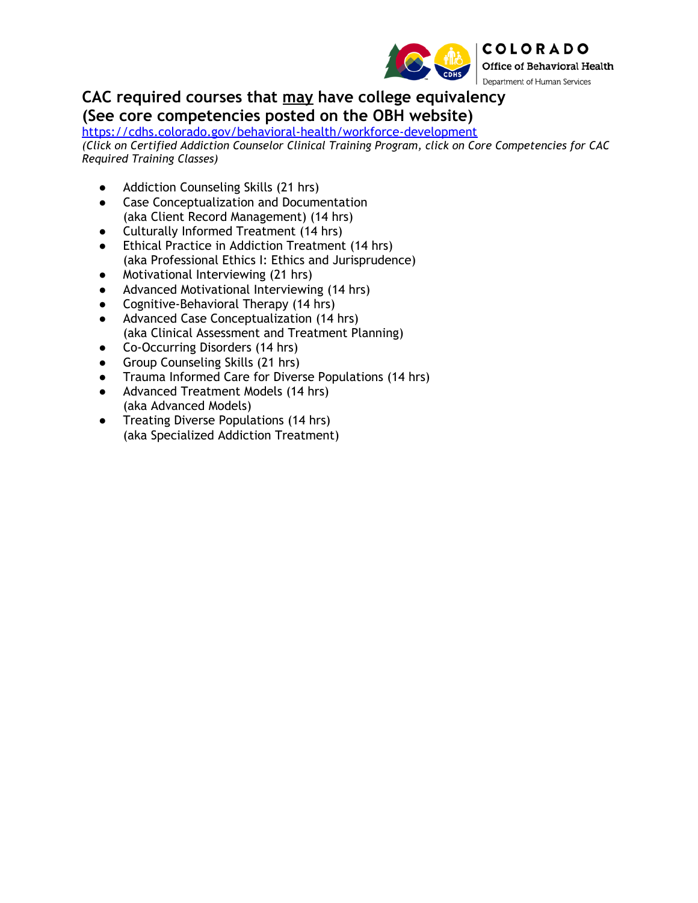## CAC required courses that <u>may</u> have college equivalency
## (See core competencies posted on the OBH website)

[https://cdhs.colorado.gov/behavioral-health/workforce-development](https://cdhs.colorado.gov/behavioral-health/workforce-development)

*(Click on Certified Addiction Counselor Clinical Training Program, click on Core Competencies for CAC Required Training Classes)*

- Addiction Counseling Skills (21 hrs)
- Case Conceptualization and Documentation (aka Client Record Management) (14 hrs)
- Culturally Informed Treatment (14 hrs)
- Ethical Practice in Addiction Treatment (14 hrs) (aka Professional Ethics I: Ethics and Jurisprudence)
- Motivational Interviewing (21 hrs)
- Advanced Motivational Interviewing (14 hrs)
- Cognitive-Behavioral Therapy (14 hrs)
- Advanced Case Conceptualization (14 hrs) (aka Clinical Assessment and Treatment Planning)
- Co-Occurring Disorders (14 hrs)
- Group Counseling Skills (21 hrs)
- Trauma Informed Care for Diverse Populations (14 hrs)
- Advanced Treatment Models (14 hrs) (aka Advanced Models)
- Treating Diverse Populations (14 hrs) (aka Specialized Addiction Treatment)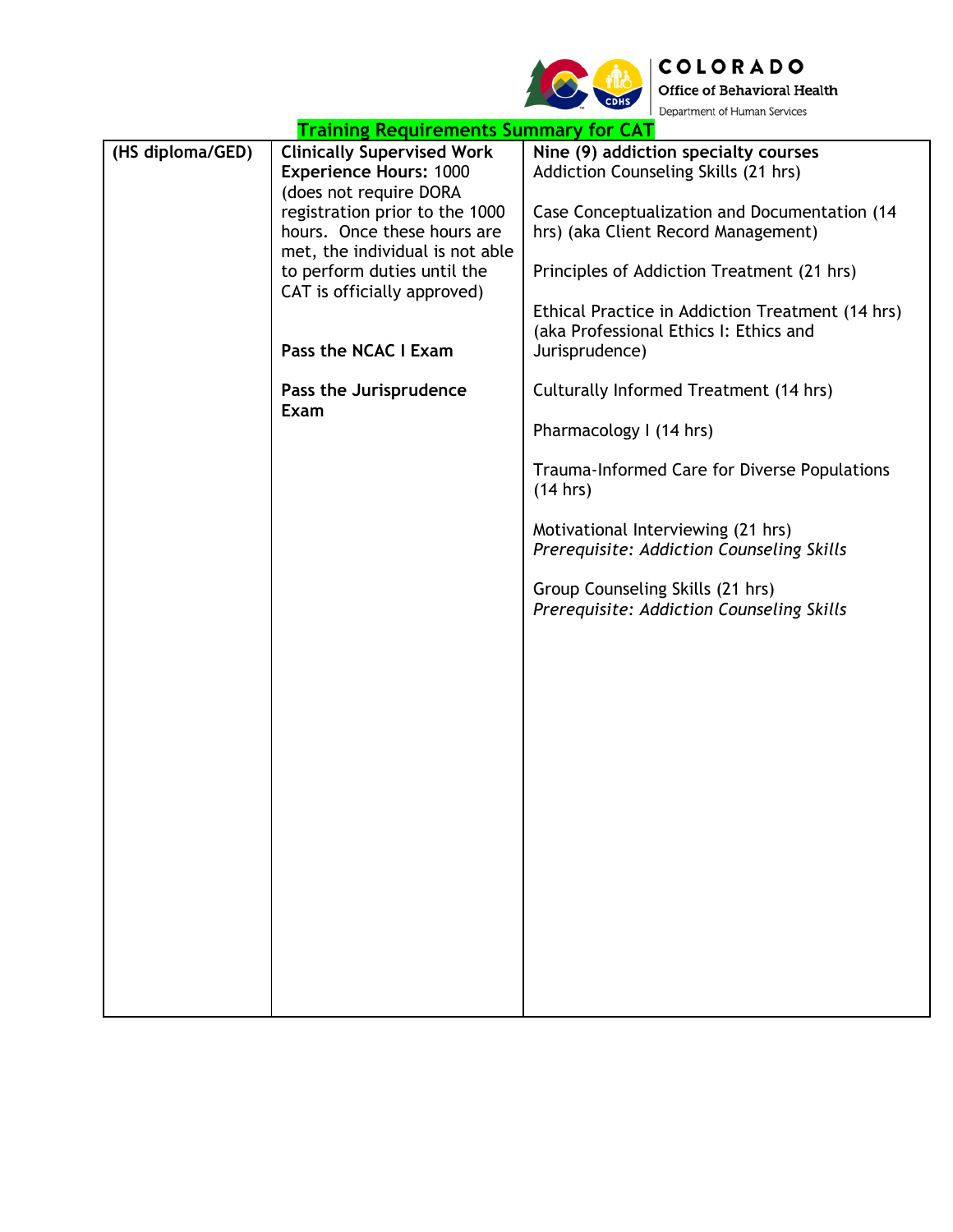## Training Requirements Summary for CAT

| | | |
|---|---|---|
| (HS diploma/GED) | **Clinically Supervised Work Experience Hours:** 1000 (does not require DORA registration prior to the 1000 hours. Once these hours are met, the individual is not able to perform duties until the CAT is officially approved)<br><br>**Pass the NCAC I Exam**<br><br>**Pass the Jurisprudence Exam** | **Nine (9) addiction specialty courses**<br>Addiction Counseling Skills (21 hrs)<br><br>Case Conceptualization and Documentation (14 hrs) (aka Client Record Management)<br><br>Principles of Addiction Treatment (21 hrs)<br><br>Ethical Practice in Addiction Treatment (14 hrs) (aka Professional Ethics I: Ethics and Jurisprudence)<br><br>Culturally Informed Treatment (14 hrs)<br><br>Pharmacology I (14 hrs)<br><br>Trauma-Informed Care for Diverse Populations (14 hrs)<br><br>Motivational Interviewing (21 hrs)<br>*Prerequisite: Addiction Counseling Skills*<br><br>Group Counseling Skills (21 hrs)<br>*Prerequisite: Addiction Counseling Skills* |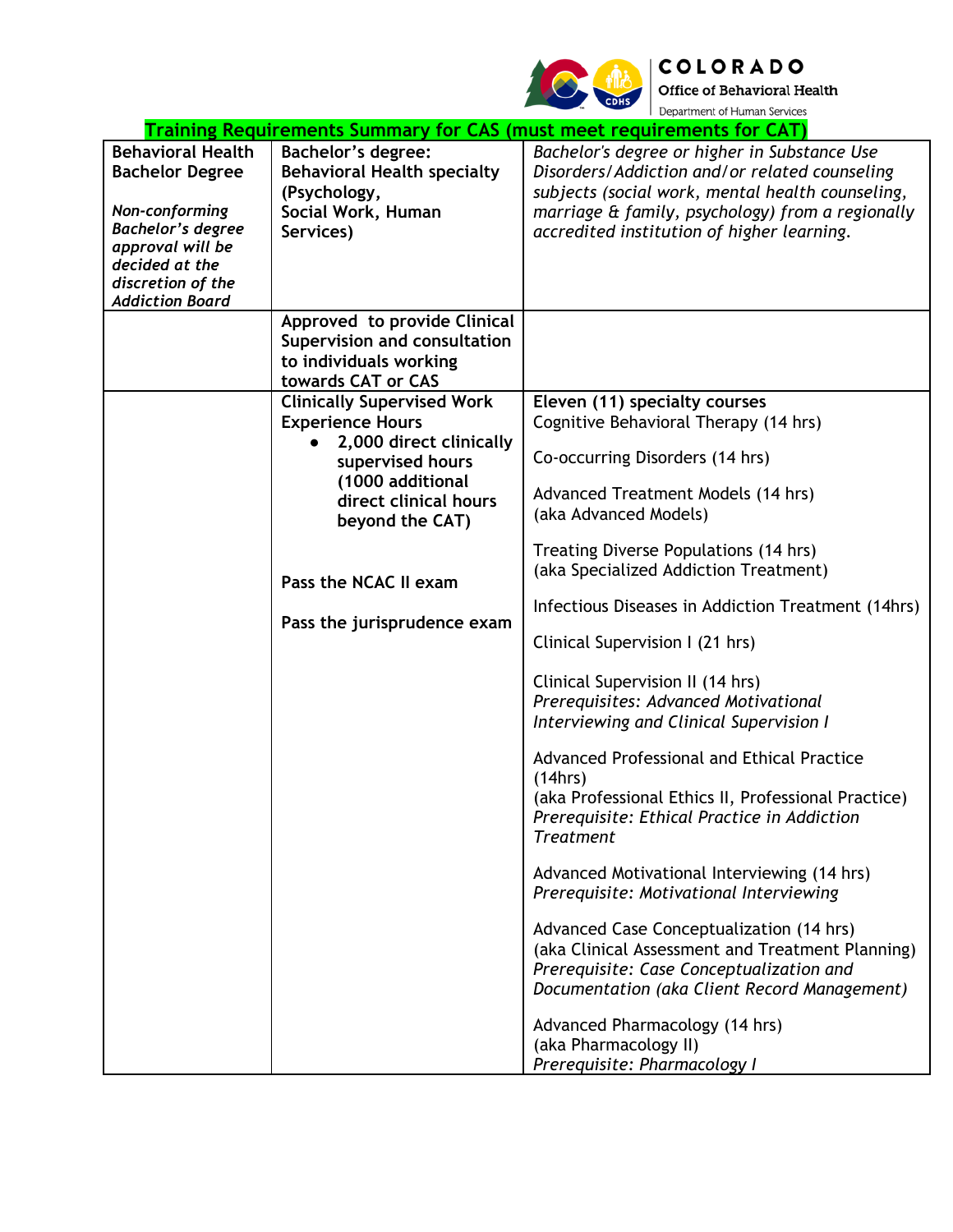**Training Requirements Summary for CAS (must meet requirements for CAT)**

| | | |
|---|---|---|
| **Behavioral Health Bachelor Degree**<br><br>***Non-conforming Bachelor's degree approval will be decided at the discretion of the Addiction Board*** | **Bachelor's degree: Behavioral Health specialty (Psychology, Social Work, Human Services)** | *Bachelor's degree or higher in Substance Use Disorders/Addiction and/or related counseling subjects (social work, mental health counseling, marriage & family, psychology) from a regionally accredited institution of higher learning.* |
| | **Approved to provide Clinical Supervision and consultation to individuals working towards CAT or CAS** | |
| | **Clinically Supervised Work Experience Hours**<br>• **2,000 direct clinically supervised hours (1000 additional direct clinical hours beyond the CAT)**<br><br>**Pass the NCAC II exam**<br><br>**Pass the jurisprudence exam** | **Eleven (11) specialty courses**<br>Cognitive Behavioral Therapy (14 hrs)<br><br>Co-occurring Disorders (14 hrs)<br><br>Advanced Treatment Models (14 hrs) (aka Advanced Models)<br><br>Treating Diverse Populations (14 hrs) (aka Specialized Addiction Treatment)<br><br>Infectious Diseases in Addiction Treatment (14hrs)<br><br>Clinical Supervision I (21 hrs)<br><br>Clinical Supervision II (14 hrs)<br>*Prerequisites: Advanced Motivational Interviewing and Clinical Supervision I*<br><br>Advanced Professional and Ethical Practice (14hrs)<br>(aka Professional Ethics II, Professional Practice)<br>*Prerequisite: Ethical Practice in Addiction Treatment*<br><br>Advanced Motivational Interviewing (14 hrs)<br>*Prerequisite: Motivational Interviewing*<br><br>Advanced Case Conceptualization (14 hrs)<br>(aka Clinical Assessment and Treatment Planning)<br>*Prerequisite: Case Conceptualization and Documentation (aka Client Record Management)*<br><br>Advanced Pharmacology (14 hrs)<br>(aka Pharmacology II)<br>*Prerequisite: Pharmacology I* |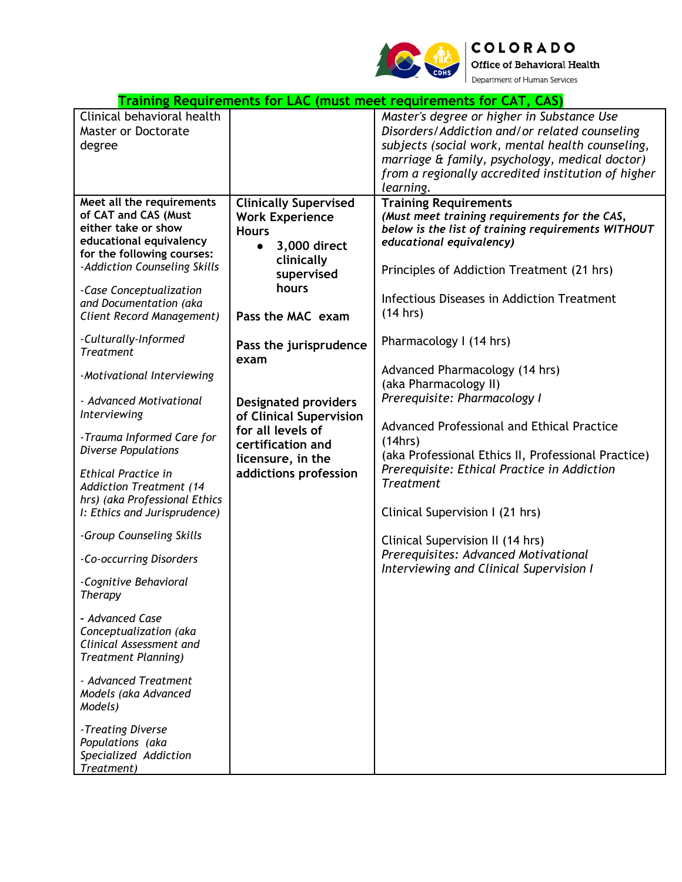## Training Requirements for LAC (must meet requirements for CAT, CAS)

| | | |
|---|---|---|
| Clinical behavioral health Master or Doctorate degree | | *Master's degree or higher in Substance Use Disorders/Addiction and/or related counseling subjects (social work, mental health counseling, marriage & family, psychology, medical doctor) from a regionally accredited institution of higher learning.* |
| **Meet all the requirements of CAT and CAS (Must either take or show educational equivalency for the following courses:**<br>*-Addiction Counseling Skills*<br><br>*-Case Conceptualization and Documentation (aka Client Record Management)*<br><br>*-Culturally-Informed Treatment*<br><br>*-Motivational Interviewing*<br><br>*- Advanced Motivational Interviewing*<br><br>*-Trauma Informed Care for Diverse Populations*<br><br>*Ethical Practice in Addiction Treatment (14 hrs) (aka Professional Ethics I: Ethics and Jurisprudence)*<br><br>*-Group Counseling Skills*<br><br>*-Co-occurring Disorders*<br><br>*-Cognitive Behavioral Therapy*<br><br>*- Advanced Case Conceptualization (aka Clinical Assessment and Treatment Planning)*<br><br>*- Advanced Treatment Models (aka Advanced Models)*<br><br>*-Treating Diverse Populations (aka Specialized Addiction Treatment)* | **Clinically Supervised Work Experience Hours**<br>• **3,000 direct clinically supervised hours**<br><br>**Pass the MAC exam**<br><br>**Pass the jurisprudence exam**<br><br>**Designated providers of Clinical Supervision for all levels of certification and licensure, in the addictions profession** | **Training Requirements**<br>***(Must meet training requirements for the CAS, below is the list of training requirements WITHOUT educational equivalency)***<br><br>Principles of Addiction Treatment (21 hrs)<br><br>Infectious Diseases in Addiction Treatment (14 hrs)<br><br>Pharmacology I (14 hrs)<br><br>Advanced Pharmacology (14 hrs) (aka Pharmacology II)<br>*Prerequisite: Pharmacology I*<br><br>Advanced Professional and Ethical Practice (14hrs)<br>(aka Professional Ethics II, Professional Practice)<br>*Prerequisite: Ethical Practice in Addiction Treatment*<br><br>Clinical Supervision I (21 hrs)<br><br>Clinical Supervision II (14 hrs)<br>*Prerequisites: Advanced Motivational Interviewing and Clinical Supervision I* |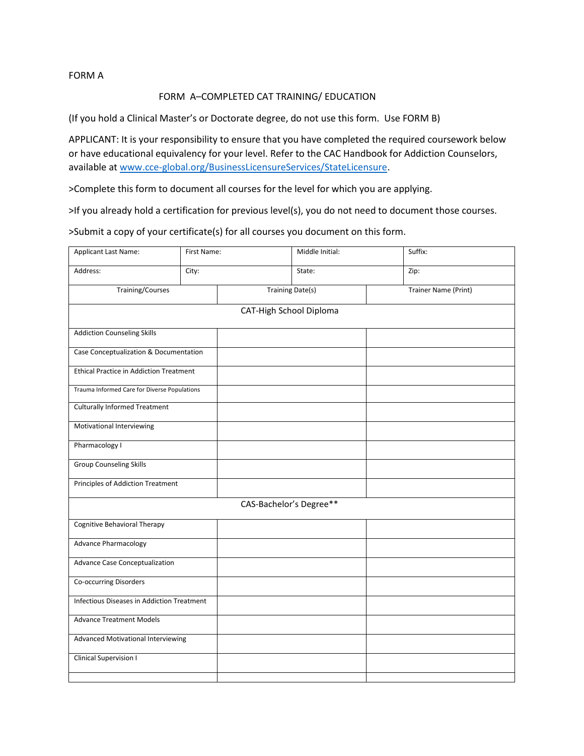FORM A

## FORM A–COMPLETED CAT TRAINING/ EDUCATION

(If you hold a Clinical Master's or Doctorate degree, do not use this form. Use FORM B)

APPLICANT: It is your responsibility to ensure that you have completed the required coursework below or have educational equivalency for your level. Refer to the CAC Handbook for Addiction Counselors, available at [www.cce-global.org/BusinessLicensureServices/StateLicensure](www.cce-global.org/BusinessLicensureServices/StateLicensure).

>Complete this form to document all courses for the level for which you are applying.

>If you already hold a certification for previous level(s), you do not need to document those courses.

>Submit a copy of your certificate(s) for all courses you document on this form.

| Applicant Last Name: | First Name: | Middle Initial: | Suffix: |
|---|---|---|---|
| Address: | City: | State: | Zip: |

| Training/Courses | Training Date(s) | Trainer Name (Print) |
|---|---|---|
| **CAT-High School Diploma** | | |
| Addiction Counseling Skills | | |
| Case Conceptualization & Documentation | | |
| Ethical Practice in Addiction Treatment | | |
| Trauma Informed Care for Diverse Populations | | |
| Culturally Informed Treatment | | |
| Motivational Interviewing | | |
| Pharmacology I | | |
| Group Counseling Skills | | |
| Principles of Addiction Treatment | | |
| **CAS-Bachelor's Degree**** | | |
| Cognitive Behavioral Therapy | | |
| Advance Pharmacology | | |
| Advance Case Conceptualization | | |
| Co-occurring Disorders | | |
| Infectious Diseases in Addiction Treatment | | |
| Advance Treatment Models | | |
| Advanced Motivational Interviewing | | |
| Clinical Supervision I | | |
| | | |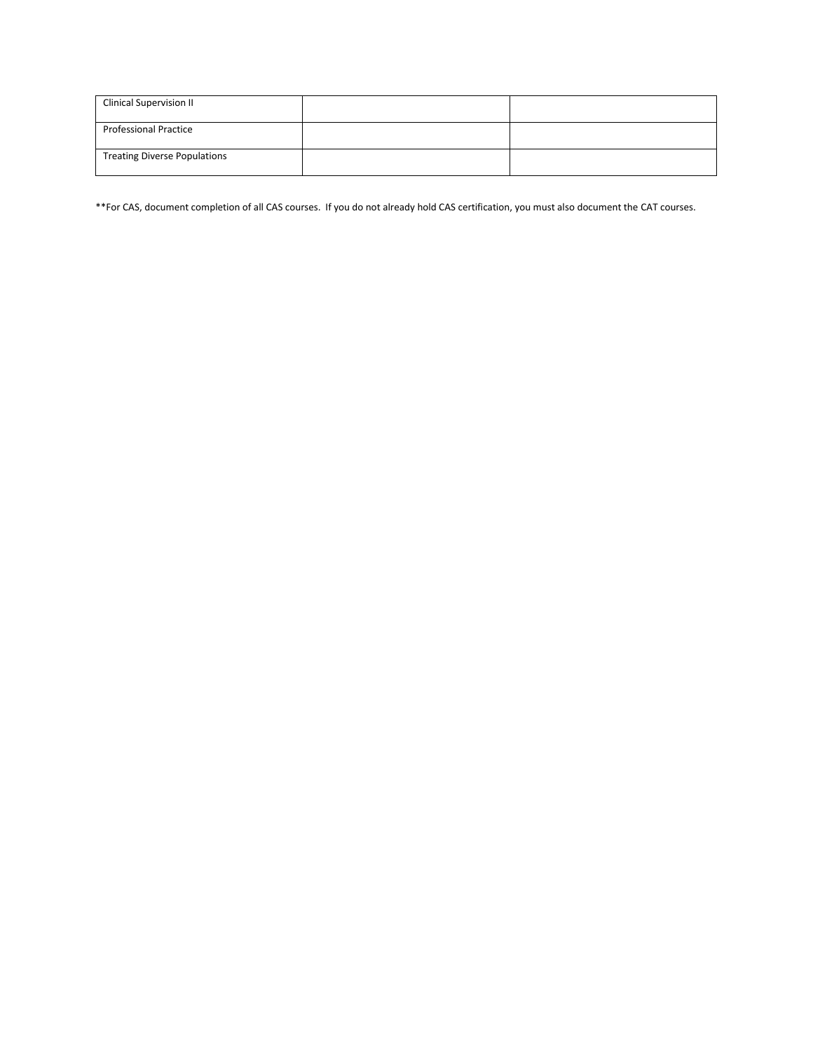| | | |
|---|---|---|
| Clinical Supervision II | | |
| Professional Practice | | |
| Treating Diverse Populations | | |

**For CAS, document completion of all CAS courses. If you do not already hold CAS certification, you must also document the CAT courses.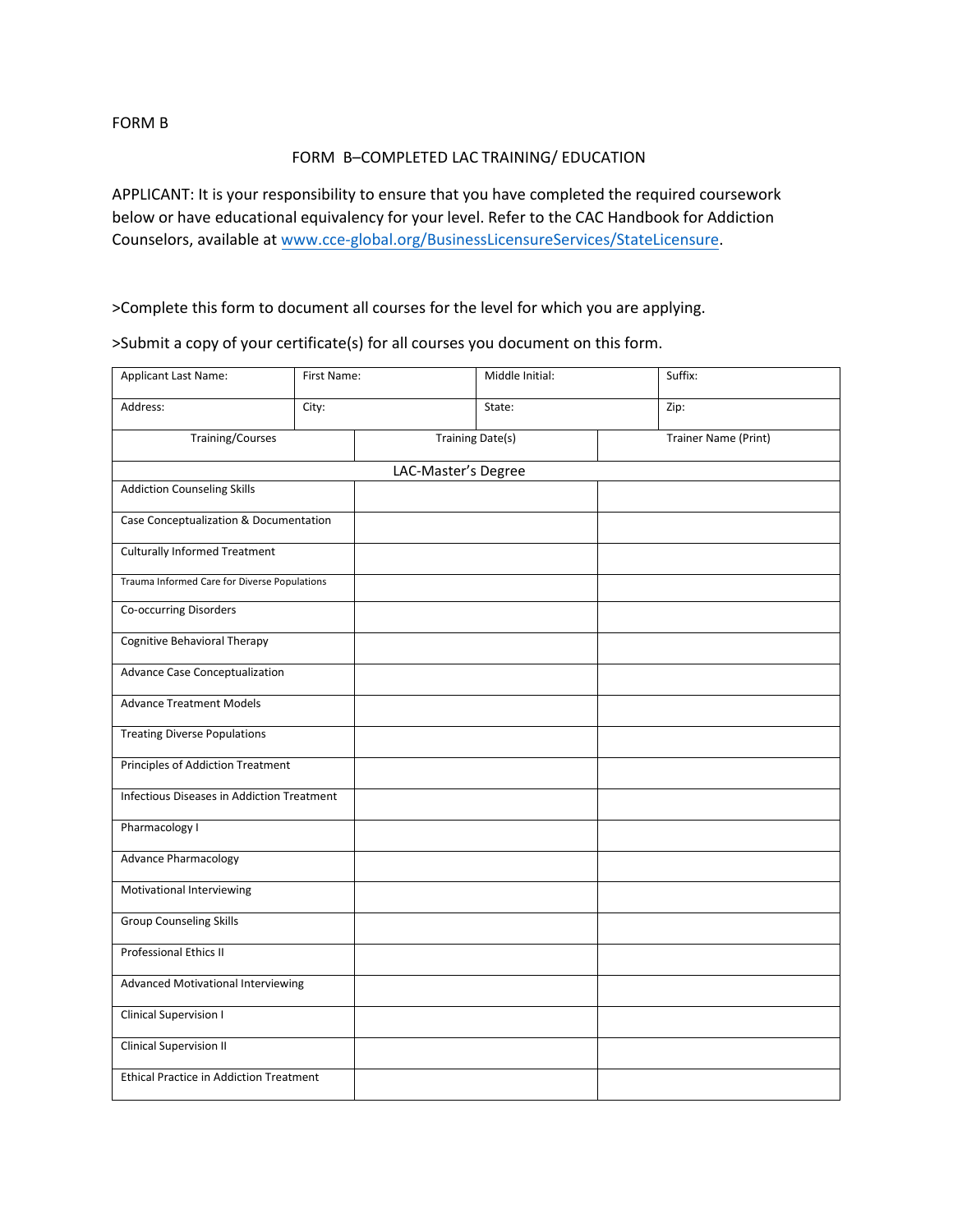FORM B

## FORM B–COMPLETED LAC TRAINING/ EDUCATION

APPLICANT: It is your responsibility to ensure that you have completed the required coursework below or have educational equivalency for your level. Refer to the CAC Handbook for Addiction Counselors, available at www.cce-global.org/BusinessLicensureServices/StateLicensure.

>Complete this form to document all courses for the level for which you are applying.

>Submit a copy of your certificate(s) for all courses you document on this form.

| Applicant Last Name: | First Name: | Middle Initial: | Suffix: |
|---|---|---|---|
| Address: | City: | State: | Zip: |

| Training/Courses | Training Date(s) | Trainer Name (Print) |
|---|---|---|
| LAC-Master's Degree | | |
| Addiction Counseling Skills | | |
| Case Conceptualization & Documentation | | |
| Culturally Informed Treatment | | |
| Trauma Informed Care for Diverse Populations | | |
| Co-occurring Disorders | | |
| Cognitive Behavioral Therapy | | |
| Advance Case Conceptualization | | |
| Advance Treatment Models | | |
| Treating Diverse Populations | | |
| Principles of Addiction Treatment | | |
| Infectious Diseases in Addiction Treatment | | |
| Pharmacology I | | |
| Advance Pharmacology | | |
| Motivational Interviewing | | |
| Group Counseling Skills | | |
| Professional Ethics II | | |
| Advanced Motivational Interviewing | | |
| Clinical Supervision I | | |
| Clinical Supervision II | | |
| Ethical Practice in Addiction Treatment | | |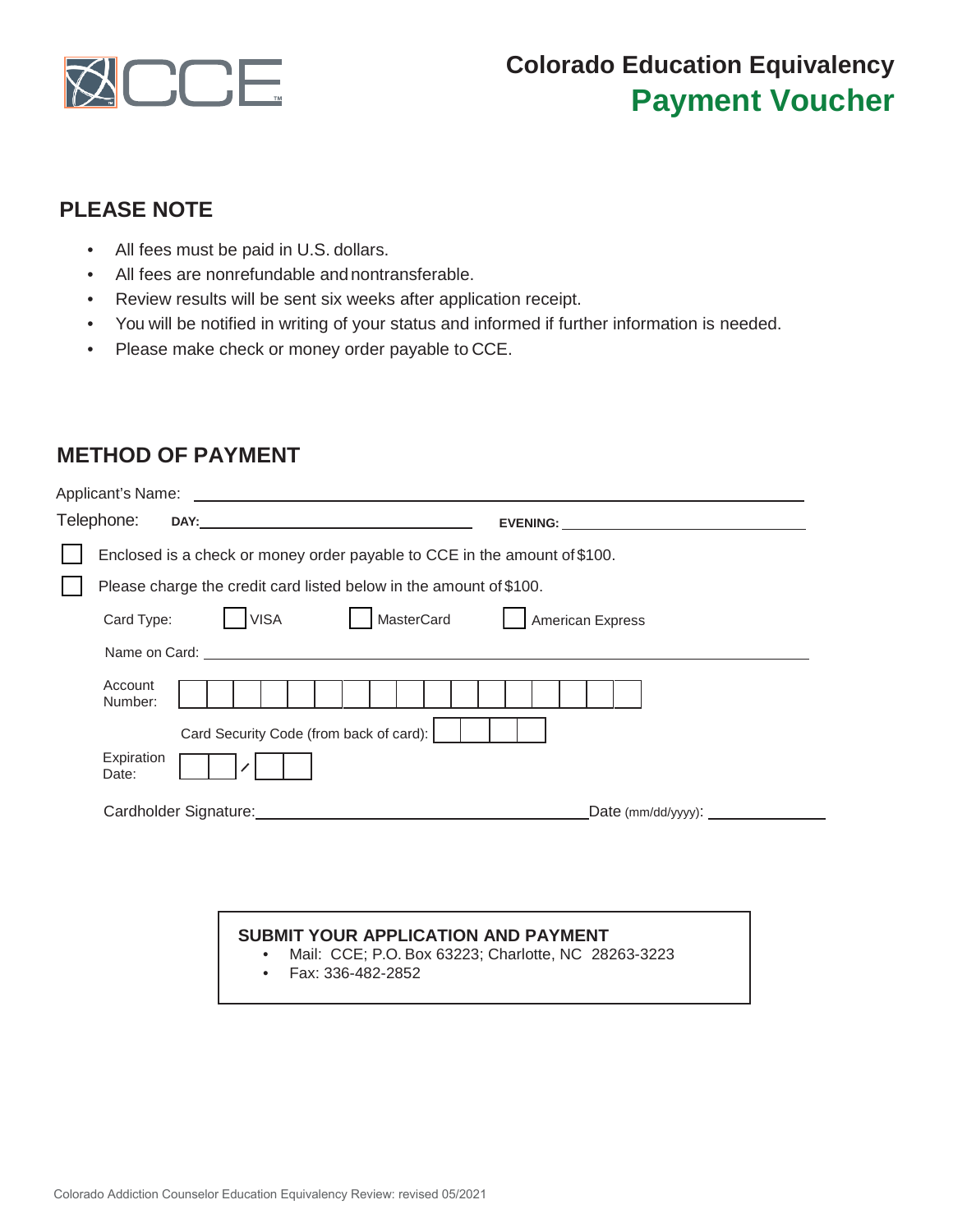# Colorado Education Equivalency
## Payment Voucher

## PLEASE NOTE

- All fees must be paid in U.S. dollars.
- All fees are nonrefundable and nontransferable.
- Review results will be sent six weeks after application receipt.
- You will be notified in writing of your status and informed if further information is needed.
- Please make check or money order payable to CCE.

## METHOD OF PAYMENT

Applicant's Name: ______________________________________________

Telephone: **DAY:** ______________________ **EVENING:** ______________________

☐ Enclosed is a check or money order payable to CCE in the amount of $100.

☐ Please charge the credit card listed below in the amount of $100.

Card Type: ☐ VISA ☐ MasterCard ☐ American Express

Name on Card: ______________________________________________

Account Number: ☐☐☐☐☐☐☐☐☐☐☐☐☐☐☐☐☐☐

Card Security Code (from back of card): ☐☐☐☐

Expiration Date: ☐☐ / ☐☐

Cardholder Signature: ______________________ Date (mm/dd/yyyy): ______________

### SUBMIT YOUR APPLICATION AND PAYMENT

- Mail: CCE; P.O. Box 63223; Charlotte, NC 28263-3223
- Fax: 336-482-2852

Colorado Addiction Counselor Education Equivalency Review: revised 05/2021